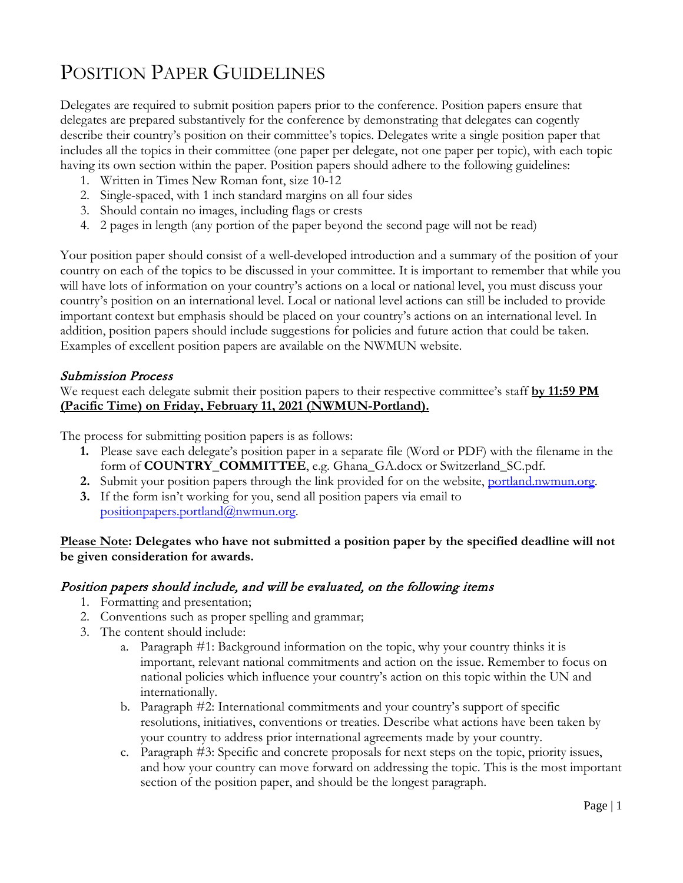# POSITION PAPER GUIDELINES

Delegates are required to submit position papers prior to the conference. Position papers ensure that delegates are prepared substantively for the conference by demonstrating that delegates can cogently describe their country's position on their committee's topics. Delegates write a single position paper that includes all the topics in their committee (one paper per delegate, not one paper per topic), with each topic having its own section within the paper. Position papers should adhere to the following guidelines:

1. Written in Times New Roman font, size 10-12
2. Single-spaced, with 1 inch standard margins on all four sides
3. Should contain no images, including flags or crests
4. 2 pages in length (any portion of the paper beyond the second page will not be read)

Your position paper should consist of a well-developed introduction and a summary of the position of your country on each of the topics to be discussed in your committee. It is important to remember that while you will have lots of information on your country's actions on a local or national level, you must discuss your country's position on an international level. Local or national level actions can still be included to provide important context but emphasis should be placed on your country's actions on an international level. In addition, position papers should include suggestions for policies and future action that could be taken. Examples of excellent position papers are available on the NWMUN website.

### *Submission Process*

We request each delegate submit their position papers to their respective committee's staff **by 11:59 PM (Pacific Time) on Friday, February 11, 2021 (NWMUN-Portland).**

The process for submitting position papers is as follows:

1. Please save each delegate's position paper in a separate file (Word or PDF) with the filename in the form of **COUNTRY_COMMITTEE**, e.g. Ghana_GA.docx or Switzerland_SC.pdf.
2. Submit your position papers through the link provided for on the website, portland.nwmun.org.
3. If the form isn't working for you, send all position papers via email to positionpapers.portland@nwmun.org.

**Please Note: Delegates who have not submitted a position paper by the specified deadline will not be given consideration for awards.**

### *Position papers should include, and will be evaluated, on the following items*

1. Formatting and presentation;
2. Conventions such as proper spelling and grammar;
3. The content should include:
   a. Paragraph #1: Background information on the topic, why your country thinks it is important, relevant national commitments and action on the issue. Remember to focus on national policies which influence your country's action on this topic within the UN and internationally.
   b. Paragraph #2: International commitments and your country's support of specific resolutions, initiatives, conventions or treaties. Describe what actions have been taken by your country to address prior international agreements made by your country.
   c. Paragraph #3: Specific and concrete proposals for next steps on the topic, priority issues, and how your country can move forward on addressing the topic. This is the most important section of the position paper, and should be the longest paragraph.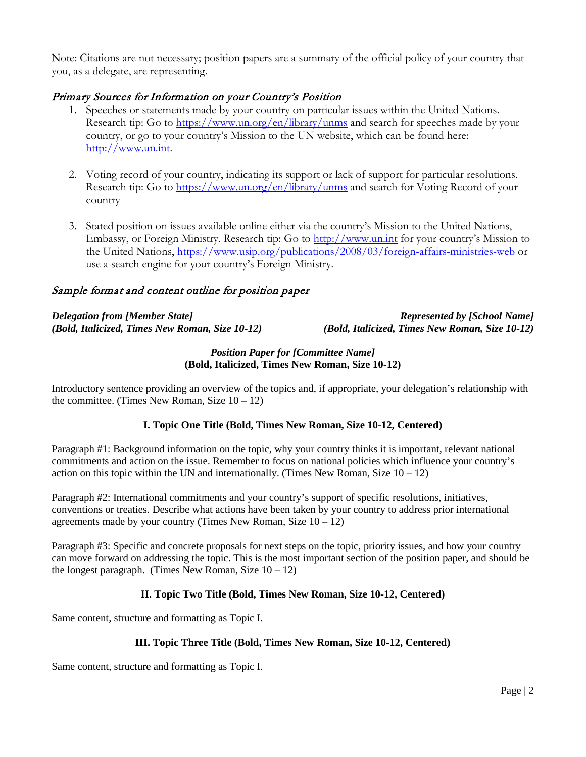Note: Citations are not necessary; position papers are a summary of the official policy of your country that you, as a delegate, are representing.

## *Primary Sources for Information on your Country's Position*

1. Speeches or statements made by your country on particular issues within the United Nations. Research tip: Go to https://www.un.org/en/library/unms and search for speeches made by your country, or go to your country's Mission to the UN website, which can be found here: http://www.un.int.

2. Voting record of your country, indicating its support or lack of support for particular resolutions. Research tip: Go to https://www.un.org/en/library/unms and search for Voting Record of your country

3. Stated position on issues available online either via the country's Mission to the United Nations, Embassy, or Foreign Ministry. Research tip: Go to http://www.un.int for your country's Mission to the United Nations, https://www.usip.org/publications/2008/03/foreign-affairs-ministries-web or use a search engine for your country's Foreign Ministry.

## *Sample format and content outline for position paper*

***Delegation from [Member State]***
***(Bold, Italicized, Times New Roman, Size 10-12)***

***Represented by [School Name]***
***(Bold, Italicized, Times New Roman, Size 10-12)***

***Position Paper for [Committee Name]***
**(Bold, Italicized, Times New Roman, Size 10-12)**

Introductory sentence providing an overview of the topics and, if appropriate, your delegation's relationship with the committee. (Times New Roman, Size 10 – 12)

**I. Topic One Title (Bold, Times New Roman, Size 10-12, Centered)**

Paragraph #1: Background information on the topic, why your country thinks it is important, relevant national commitments and action on the issue. Remember to focus on national policies which influence your country's action on this topic within the UN and internationally. (Times New Roman, Size 10 – 12)

Paragraph #2: International commitments and your country's support of specific resolutions, initiatives, conventions or treaties. Describe what actions have been taken by your country to address prior international agreements made by your country (Times New Roman, Size 10 – 12)

Paragraph #3: Specific and concrete proposals for next steps on the topic, priority issues, and how your country can move forward on addressing the topic. This is the most important section of the position paper, and should be the longest paragraph. (Times New Roman, Size 10 – 12)

**II. Topic Two Title (Bold, Times New Roman, Size 10-12, Centered)**

Same content, structure and formatting as Topic I.

**III. Topic Three Title (Bold, Times New Roman, Size 10-12, Centered)**

Same content, structure and formatting as Topic I.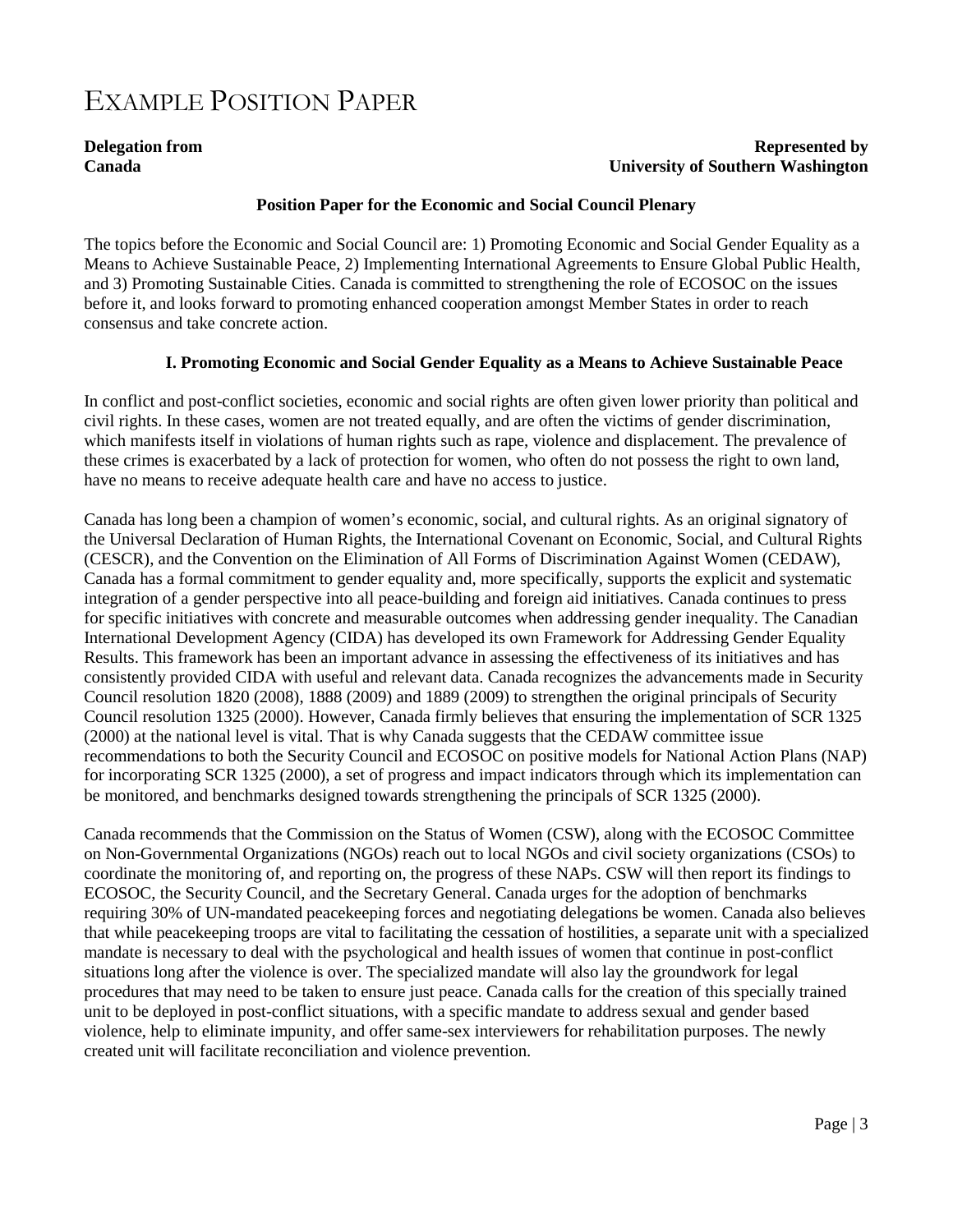# EXAMPLE POSITION PAPER

**Delegation from**
**Canada**

**Represented by**
**University of Southern Washington**

**Position Paper for the Economic and Social Council Plenary**

The topics before the Economic and Social Council are: 1) Promoting Economic and Social Gender Equality as a Means to Achieve Sustainable Peace, 2) Implementing International Agreements to Ensure Global Public Health, and 3) Promoting Sustainable Cities. Canada is committed to strengthening the role of ECOSOC on the issues before it, and looks forward to promoting enhanced cooperation amongst Member States in order to reach consensus and take concrete action.

## I. Promoting Economic and Social Gender Equality as a Means to Achieve Sustainable Peace

In conflict and post-conflict societies, economic and social rights are often given lower priority than political and civil rights. In these cases, women are not treated equally, and are often the victims of gender discrimination, which manifests itself in violations of human rights such as rape, violence and displacement. The prevalence of these crimes is exacerbated by a lack of protection for women, who often do not possess the right to own land, have no means to receive adequate health care and have no access to justice.

Canada has long been a champion of women's economic, social, and cultural rights. As an original signatory of the Universal Declaration of Human Rights, the International Covenant on Economic, Social, and Cultural Rights (CESCR), and the Convention on the Elimination of All Forms of Discrimination Against Women (CEDAW), Canada has a formal commitment to gender equality and, more specifically, supports the explicit and systematic integration of a gender perspective into all peace-building and foreign aid initiatives. Canada continues to press for specific initiatives with concrete and measurable outcomes when addressing gender inequality. The Canadian International Development Agency (CIDA) has developed its own Framework for Addressing Gender Equality Results. This framework has been an important advance in assessing the effectiveness of its initiatives and has consistently provided CIDA with useful and relevant data. Canada recognizes the advancements made in Security Council resolution 1820 (2008), 1888 (2009) and 1889 (2009) to strengthen the original principals of Security Council resolution 1325 (2000). However, Canada firmly believes that ensuring the implementation of SCR 1325 (2000) at the national level is vital. That is why Canada suggests that the CEDAW committee issue recommendations to both the Security Council and ECOSOC on positive models for National Action Plans (NAP) for incorporating SCR 1325 (2000), a set of progress and impact indicators through which its implementation can be monitored, and benchmarks designed towards strengthening the principals of SCR 1325 (2000).

Canada recommends that the Commission on the Status of Women (CSW), along with the ECOSOC Committee on Non-Governmental Organizations (NGOs) reach out to local NGOs and civil society organizations (CSOs) to coordinate the monitoring of, and reporting on, the progress of these NAPs. CSW will then report its findings to ECOSOC, the Security Council, and the Secretary General. Canada urges for the adoption of benchmarks requiring 30% of UN-mandated peacekeeping forces and negotiating delegations be women. Canada also believes that while peacekeeping troops are vital to facilitating the cessation of hostilities, a separate unit with a specialized mandate is necessary to deal with the psychological and health issues of women that continue in post-conflict situations long after the violence is over. The specialized mandate will also lay the groundwork for legal procedures that may need to be taken to ensure just peace. Canada calls for the creation of this specially trained unit to be deployed in post-conflict situations, with a specific mandate to address sexual and gender based violence, help to eliminate impunity, and offer same-sex interviewers for rehabilitation purposes. The newly created unit will facilitate reconciliation and violence prevention.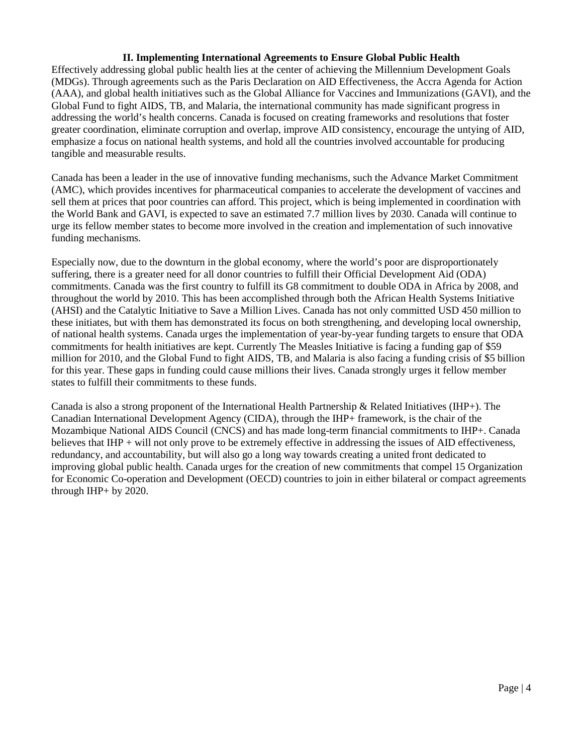## II. Implementing International Agreements to Ensure Global Public Health

Effectively addressing global public health lies at the center of achieving the Millennium Development Goals (MDGs). Through agreements such as the Paris Declaration on AID Effectiveness, the Accra Agenda for Action (AAA), and global health initiatives such as the Global Alliance for Vaccines and Immunizations (GAVI), and the Global Fund to fight AIDS, TB, and Malaria, the international community has made significant progress in addressing the world's health concerns. Canada is focused on creating frameworks and resolutions that foster greater coordination, eliminate corruption and overlap, improve AID consistency, encourage the untying of AID, emphasize a focus on national health systems, and hold all the countries involved accountable for producing tangible and measurable results.

Canada has been a leader in the use of innovative funding mechanisms, such the Advance Market Commitment (AMC), which provides incentives for pharmaceutical companies to accelerate the development of vaccines and sell them at prices that poor countries can afford. This project, which is being implemented in coordination with the World Bank and GAVI, is expected to save an estimated 7.7 million lives by 2030. Canada will continue to urge its fellow member states to become more involved in the creation and implementation of such innovative funding mechanisms.

Especially now, due to the downturn in the global economy, where the world's poor are disproportionately suffering, there is a greater need for all donor countries to fulfill their Official Development Aid (ODA) commitments. Canada was the first country to fulfill its G8 commitment to double ODA in Africa by 2008, and throughout the world by 2010. This has been accomplished through both the African Health Systems Initiative (AHSI) and the Catalytic Initiative to Save a Million Lives. Canada has not only committed USD 450 million to these initiates, but with them has demonstrated its focus on both strengthening, and developing local ownership, of national health systems. Canada urges the implementation of year-by-year funding targets to ensure that ODA commitments for health initiatives are kept. Currently The Measles Initiative is facing a funding gap of $59 million for 2010, and the Global Fund to fight AIDS, TB, and Malaria is also facing a funding crisis of $5 billion for this year. These gaps in funding could cause millions their lives. Canada strongly urges it fellow member states to fulfill their commitments to these funds.

Canada is also a strong proponent of the International Health Partnership & Related Initiatives (IHP+). The Canadian International Development Agency (CIDA), through the IHP+ framework, is the chair of the Mozambique National AIDS Council (CNCS) and has made long-term financial commitments to IHP+. Canada believes that IHP + will not only prove to be extremely effective in addressing the issues of AID effectiveness, redundancy, and accountability, but will also go a long way towards creating a united front dedicated to improving global public health. Canada urges for the creation of new commitments that compel 15 Organization for Economic Co-operation and Development (OECD) countries to join in either bilateral or compact agreements through IHP+ by 2020.